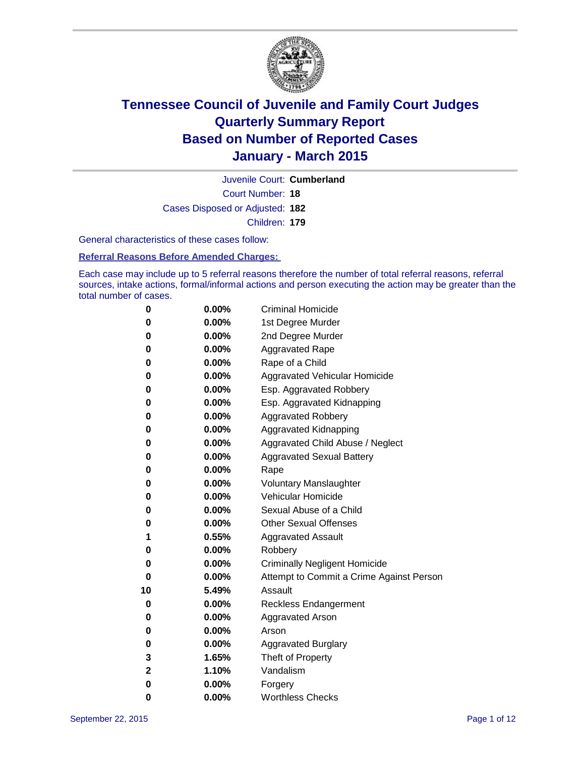# Tennessee Council of Juvenile and Family Court Judges
## Quarterly Summary Report
## Based on Number of Reported Cases
## January - March 2015

Juvenile Court: **Cumberland**

Court Number: **18**

Cases Disposed or Adjusted: **182**

Children: **179**

General characteristics of these cases follow:

**Referral Reasons Before Amended Charges:**

Each case may include up to 5 referral reasons therefore the number of total referral reasons, referral sources, intake actions, formal/informal actions and person executing the action may be greater than the total number of cases.

| | | |
|---|---|---|
| 0 | 0.00% | Criminal Homicide |
| 0 | 0.00% | 1st Degree Murder |
| 0 | 0.00% | 2nd Degree Murder |
| 0 | 0.00% | Aggravated Rape |
| 0 | 0.00% | Rape of a Child |
| 0 | 0.00% | Aggravated Vehicular Homicide |
| 0 | 0.00% | Esp. Aggravated Robbery |
| 0 | 0.00% | Esp. Aggravated Kidnapping |
| 0 | 0.00% | Aggravated Robbery |
| 0 | 0.00% | Aggravated Kidnapping |
| 0 | 0.00% | Aggravated Child Abuse / Neglect |
| 0 | 0.00% | Aggravated Sexual Battery |
| 0 | 0.00% | Rape |
| 0 | 0.00% | Voluntary Manslaughter |
| 0 | 0.00% | Vehicular Homicide |
| 0 | 0.00% | Sexual Abuse of a Child |
| 0 | 0.00% | Other Sexual Offenses |
| 1 | 0.55% | Aggravated Assault |
| 0 | 0.00% | Robbery |
| 0 | 0.00% | Criminally Negligent Homicide |
| 0 | 0.00% | Attempt to Commit a Crime Against Person |
| 10 | 5.49% | Assault |
| 0 | 0.00% | Reckless Endangerment |
| 0 | 0.00% | Aggravated Arson |
| 0 | 0.00% | Arson |
| 0 | 0.00% | Aggravated Burglary |
| 3 | 1.65% | Theft of Property |
| 2 | 1.10% | Vandalism |
| 0 | 0.00% | Forgery |
| 0 | 0.00% | Worthless Checks |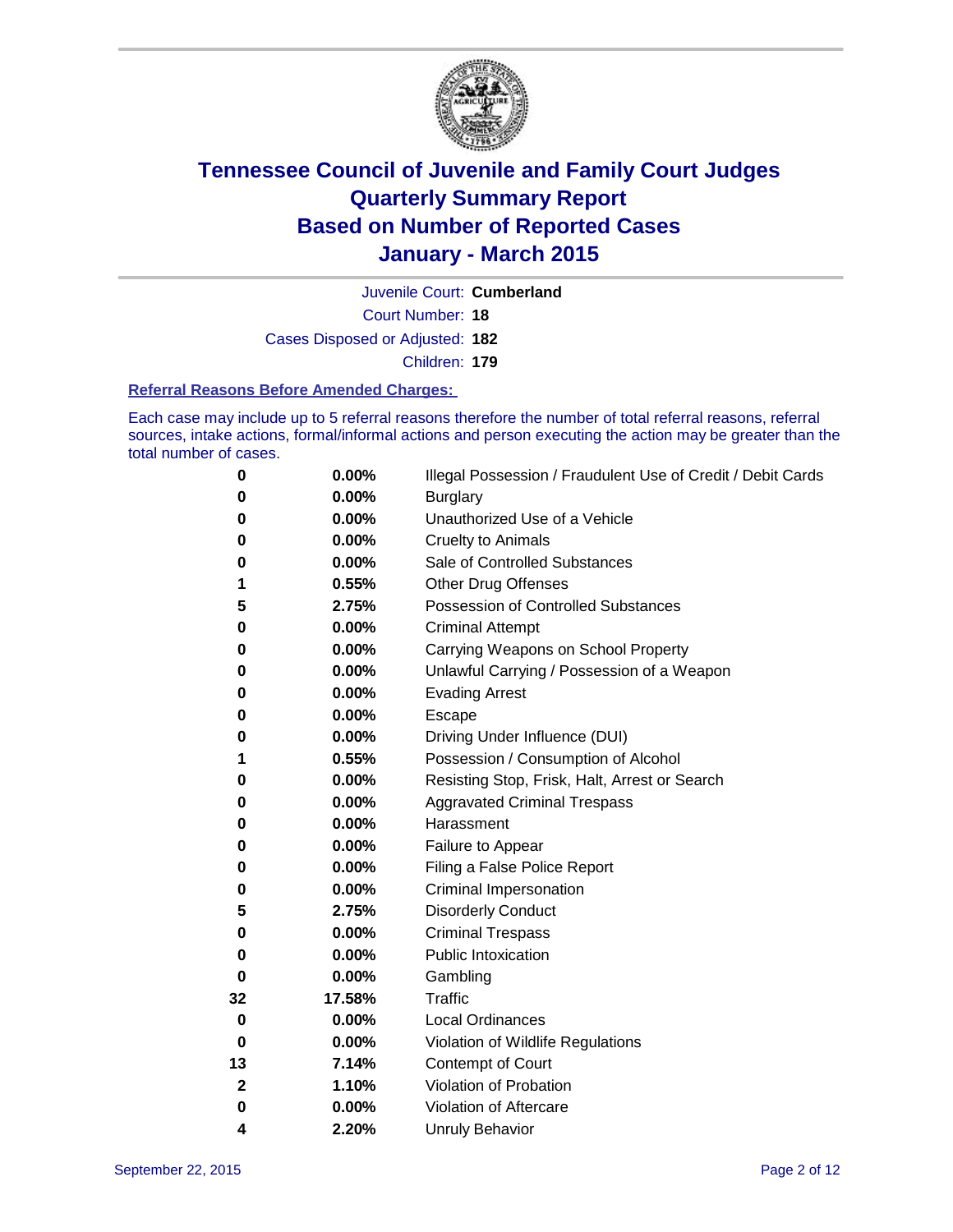# Tennessee Council of Juvenile and Family Court Judges
# Quarterly Summary Report
# Based on Number of Reported Cases
# January - March 2015

Juvenile Court: **Cumberland**

Court Number: **18**

Cases Disposed or Adjusted: **182**

Children: **179**

### Referral Reasons Before Amended Charges:

Each case may include up to 5 referral reasons therefore the number of total referral reasons, referral sources, intake actions, formal/informal actions and person executing the action may be greater than the total number of cases.

| Count | Percent | Referral Reason |
|---|---|---|
| 0 | 0.00% | Illegal Possession / Fraudulent Use of Credit / Debit Cards |
| 0 | 0.00% | Burglary |
| 0 | 0.00% | Unauthorized Use of a Vehicle |
| 0 | 0.00% | Cruelty to Animals |
| 0 | 0.00% | Sale of Controlled Substances |
| 1 | 0.55% | Other Drug Offenses |
| 5 | 2.75% | Possession of Controlled Substances |
| 0 | 0.00% | Criminal Attempt |
| 0 | 0.00% | Carrying Weapons on School Property |
| 0 | 0.00% | Unlawful Carrying / Possession of a Weapon |
| 0 | 0.00% | Evading Arrest |
| 0 | 0.00% | Escape |
| 0 | 0.00% | Driving Under Influence (DUI) |
| 1 | 0.55% | Possession / Consumption of Alcohol |
| 0 | 0.00% | Resisting Stop, Frisk, Halt, Arrest or Search |
| 0 | 0.00% | Aggravated Criminal Trespass |
| 0 | 0.00% | Harassment |
| 0 | 0.00% | Failure to Appear |
| 0 | 0.00% | Filing a False Police Report |
| 0 | 0.00% | Criminal Impersonation |
| 5 | 2.75% | Disorderly Conduct |
| 0 | 0.00% | Criminal Trespass |
| 0 | 0.00% | Public Intoxication |
| 0 | 0.00% | Gambling |
| 32 | 17.58% | Traffic |
| 0 | 0.00% | Local Ordinances |
| 0 | 0.00% | Violation of Wildlife Regulations |
| 13 | 7.14% | Contempt of Court |
| 2 | 1.10% | Violation of Probation |
| 0 | 0.00% | Violation of Aftercare |
| 4 | 2.20% | Unruly Behavior |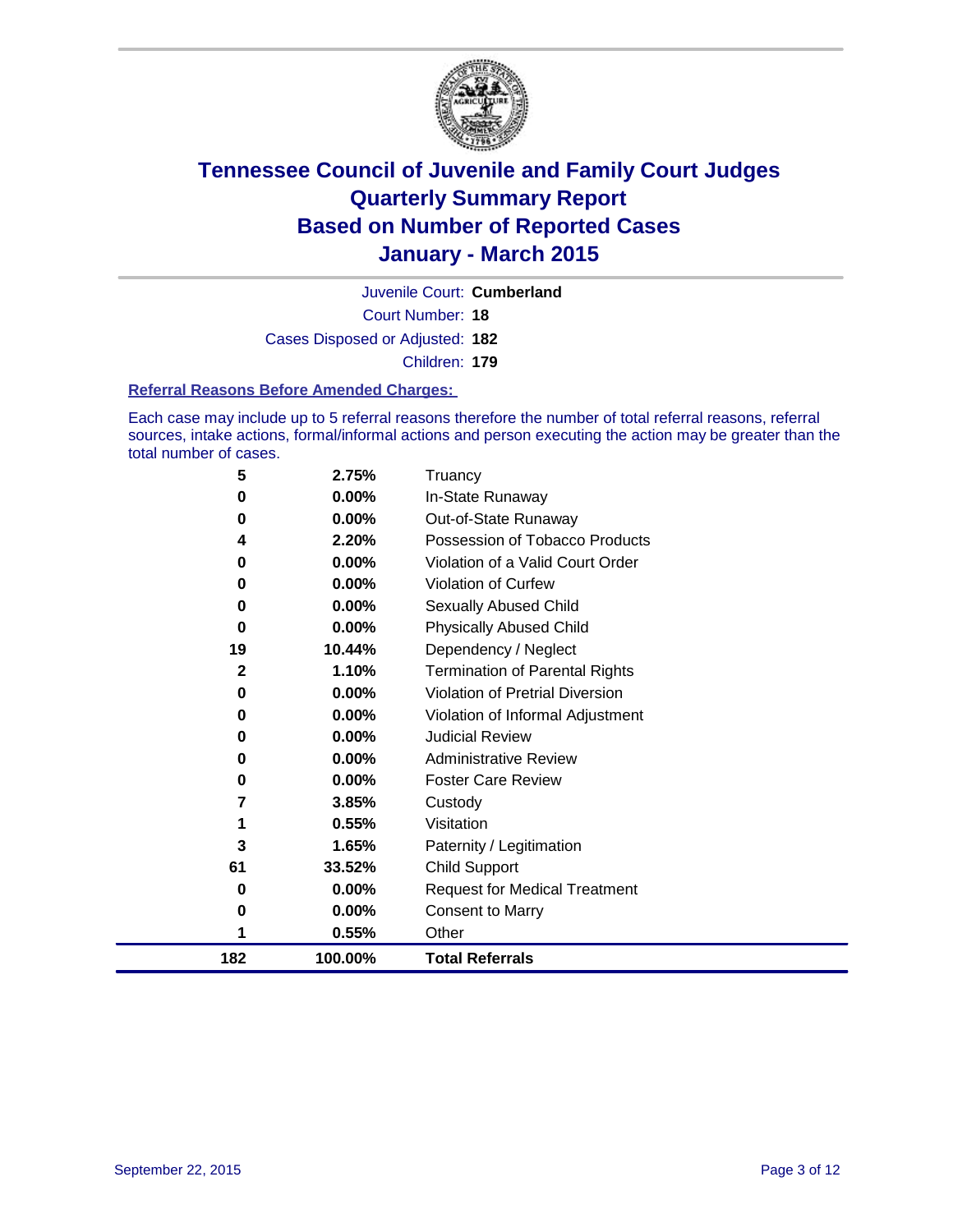# Tennessee Council of Juvenile and Family Court Judges
## Quarterly Summary Report
## Based on Number of Reported Cases
## January - March 2015

Juvenile Court: **Cumberland**

Court Number: **18**

Cases Disposed or Adjusted: **182**

Children: **179**

### Referral Reasons Before Amended Charges:

Each case may include up to 5 referral reasons therefore the number of total referral reasons, referral sources, intake actions, formal/informal actions and person executing the action may be greater than the total number of cases.

| Count | Percent | Referral Reason |
|---|---|---|
| 5 | 2.75% | Truancy |
| 0 | 0.00% | In-State Runaway |
| 0 | 0.00% | Out-of-State Runaway |
| 4 | 2.20% | Possession of Tobacco Products |
| 0 | 0.00% | Violation of a Valid Court Order |
| 0 | 0.00% | Violation of Curfew |
| 0 | 0.00% | Sexually Abused Child |
| 0 | 0.00% | Physically Abused Child |
| 19 | 10.44% | Dependency / Neglect |
| 2 | 1.10% | Termination of Parental Rights |
| 0 | 0.00% | Violation of Pretrial Diversion |
| 0 | 0.00% | Violation of Informal Adjustment |
| 0 | 0.00% | Judicial Review |
| 0 | 0.00% | Administrative Review |
| 0 | 0.00% | Foster Care Review |
| 7 | 3.85% | Custody |
| 1 | 0.55% | Visitation |
| 3 | 1.65% | Paternity / Legitimation |
| 61 | 33.52% | Child Support |
| 0 | 0.00% | Request for Medical Treatment |
| 0 | 0.00% | Consent to Marry |
| 1 | 0.55% | Other |
| **182** | **100.00%** | **Total Referrals** |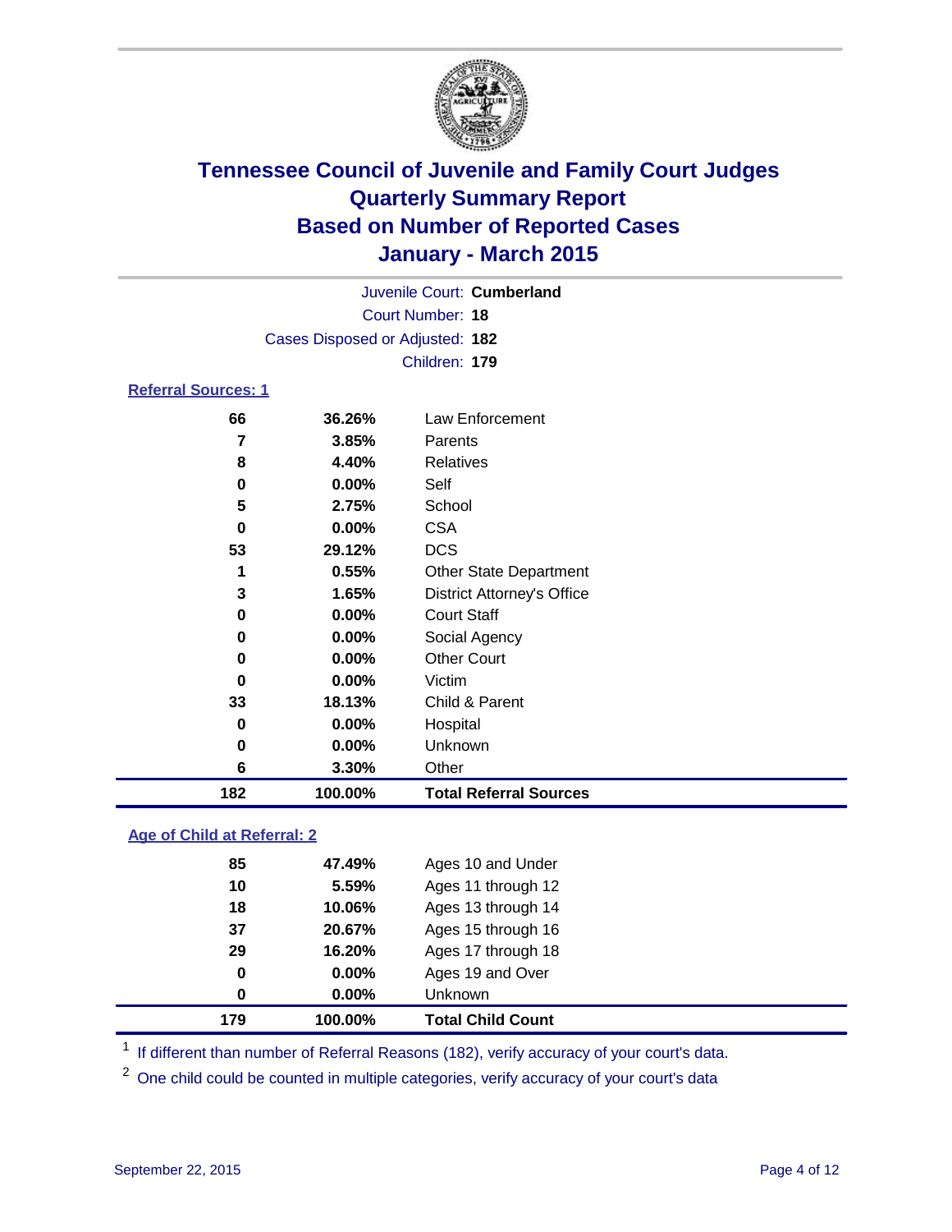# Tennessee Council of Juvenile and Family Court Judges
# Quarterly Summary Report
# Based on Number of Reported Cases
# January - March 2015

Juvenile Court: **Cumberland**
Court Number: **18**
Cases Disposed or Adjusted: **182**
Children: **179**

## Referral Sources: 1

| Count | Percent | Source |
|---|---|---|
| 66 | 36.26% | Law Enforcement |
| 7 | 3.85% | Parents |
| 8 | 4.40% | Relatives |
| 0 | 0.00% | Self |
| 5 | 2.75% | School |
| 0 | 0.00% | CSA |
| 53 | 29.12% | DCS |
| 1 | 0.55% | Other State Department |
| 3 | 1.65% | District Attorney's Office |
| 0 | 0.00% | Court Staff |
| 0 | 0.00% | Social Agency |
| 0 | 0.00% | Other Court |
| 0 | 0.00% | Victim |
| 33 | 18.13% | Child & Parent |
| 0 | 0.00% | Hospital |
| 0 | 0.00% | Unknown |
| 6 | 3.30% | Other |
| **182** | **100.00%** | **Total Referral Sources** |

## Age of Child at Referral: 2

| Count | Percent | Age |
|---|---|---|
| 85 | 47.49% | Ages 10 and Under |
| 10 | 5.59% | Ages 11 through 12 |
| 18 | 10.06% | Ages 13 through 14 |
| 37 | 20.67% | Ages 15 through 16 |
| 29 | 16.20% | Ages 17 through 18 |
| 0 | 0.00% | Ages 19 and Over |
| 0 | 0.00% | Unknown |
| **179** | **100.00%** | **Total Child Count** |

[1] If different than number of Referral Reasons (182), verify accuracy of your court's data.

[2] One child could be counted in multiple categories, verify accuracy of your court's data

September 22, 2015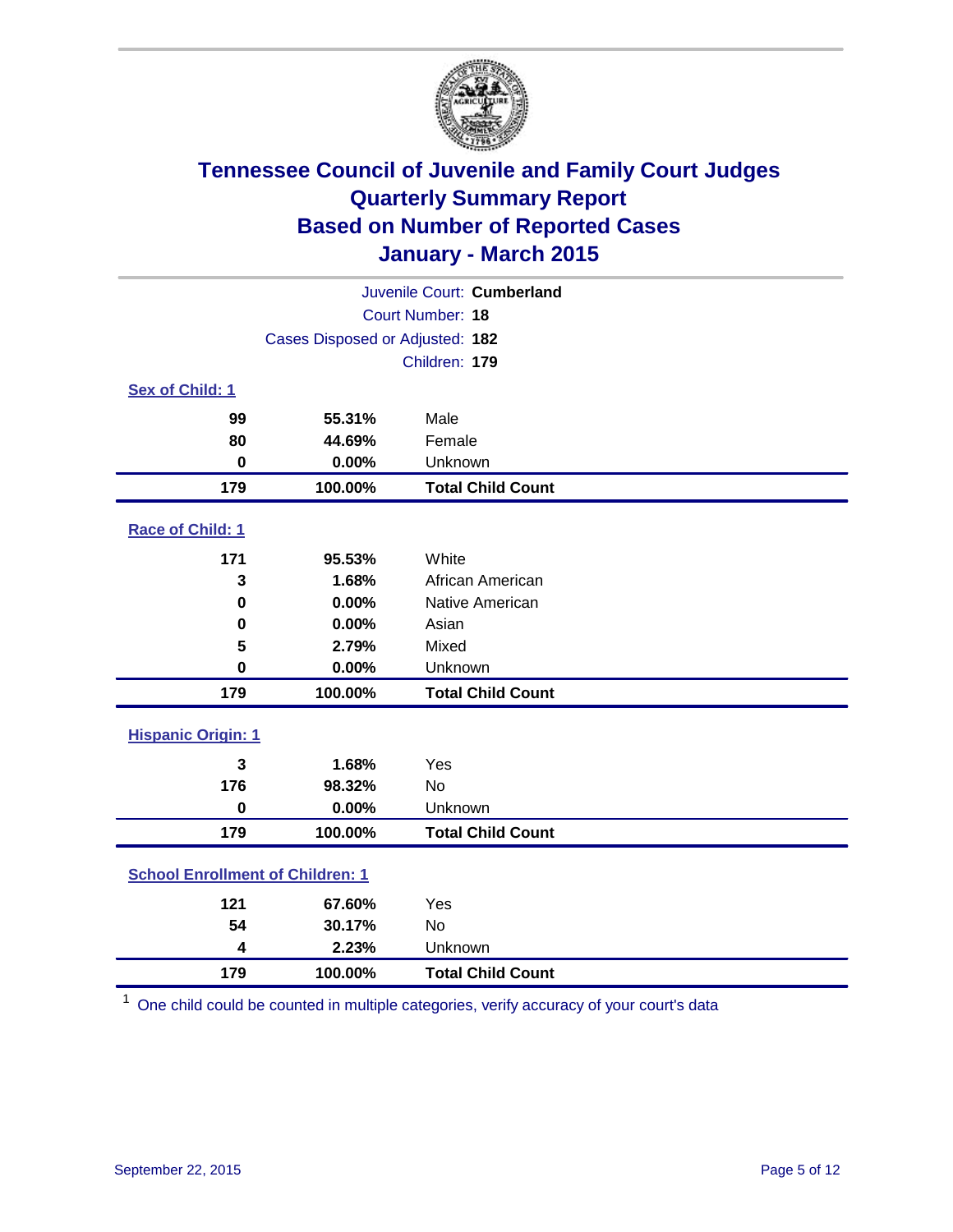# Tennessee Council of Juvenile and Family Court Judges
## Quarterly Summary Report
## Based on Number of Reported Cases
## January - March 2015

Juvenile Court: **Cumberland**

Court Number: **18**

Cases Disposed or Adjusted: **182**

Children: **179**

### Sex of Child: 1

| Count | Percent | Category |
|---|---|---|
| 99 | 55.31% | Male |
| 80 | 44.69% | Female |
| 0 | 0.00% | Unknown |
| **179** | **100.00%** | **Total Child Count** |

### Race of Child: 1

| Count | Percent | Category |
|---|---|---|
| 171 | 95.53% | White |
| 3 | 1.68% | African American |
| 0 | 0.00% | Native American |
| 0 | 0.00% | Asian |
| 5 | 2.79% | Mixed |
| 0 | 0.00% | Unknown |
| **179** | **100.00%** | **Total Child Count** |

### Hispanic Origin: 1

| Count | Percent | Category |
|---|---|---|
| 3 | 1.68% | Yes |
| 176 | 98.32% | No |
| 0 | 0.00% | Unknown |
| **179** | **100.00%** | **Total Child Count** |

### School Enrollment of Children: 1

| Count | Percent | Category |
|---|---|---|
| 121 | 67.60% | Yes |
| 54 | 30.17% | No |
| 4 | 2.23% | Unknown |
| **179** | **100.00%** | **Total Child Count** |

[1] One child could be counted in multiple categories, verify accuracy of your court's data

September 22, 2015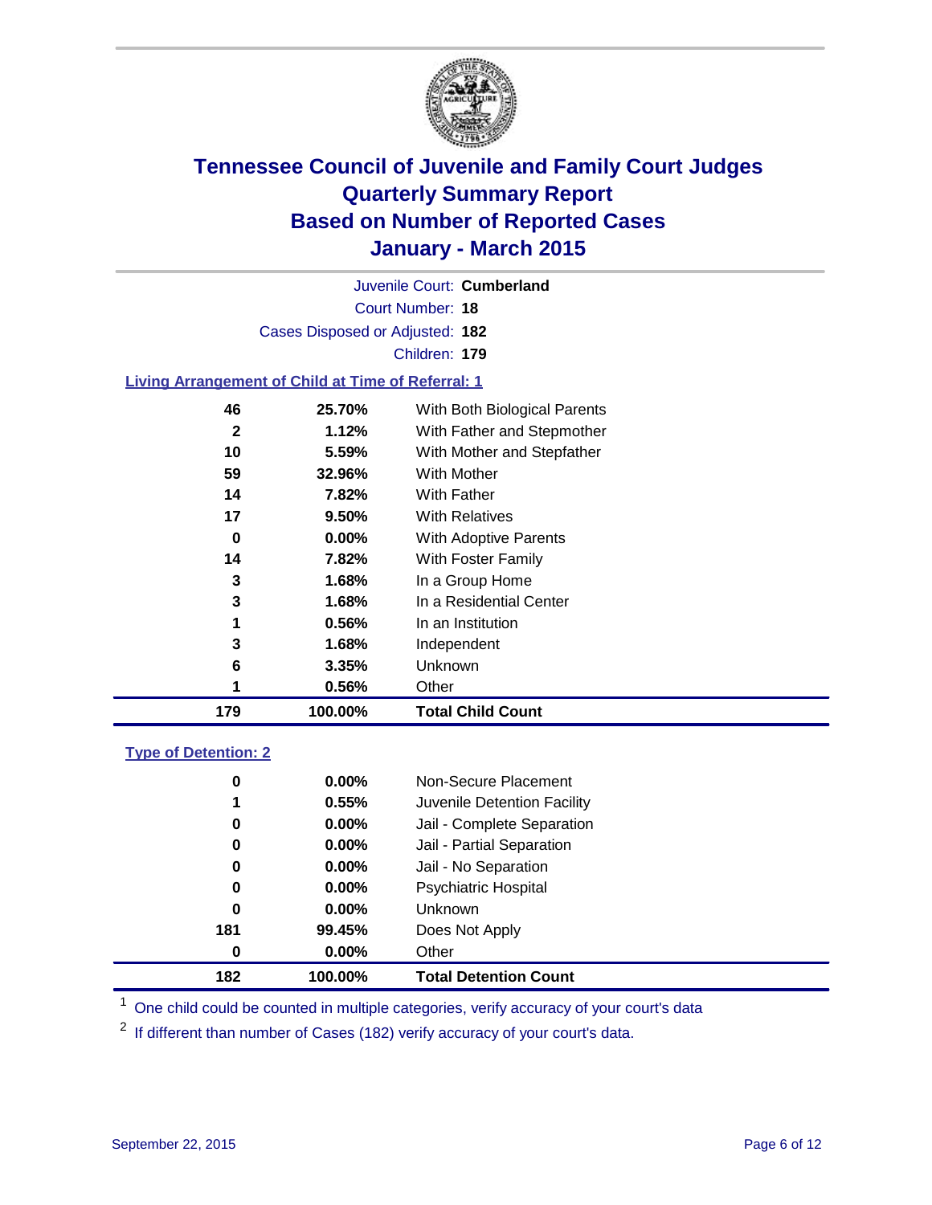# Tennessee Council of Juvenile and Family Court Judges
# Quarterly Summary Report
# Based on Number of Reported Cases
# January - March 2015

Juvenile Court: **Cumberland**

Court Number: **18**

Cases Disposed or Adjusted: **182**

Children: **179**

## Living Arrangement of Child at Time of Referral: 1

| | | |
|---|---|---|
| **46** | **25.70%** | With Both Biological Parents |
| **2** | **1.12%** | With Father and Stepmother |
| **10** | **5.59%** | With Mother and Stepfather |
| **59** | **32.96%** | With Mother |
| **14** | **7.82%** | With Father |
| **17** | **9.50%** | With Relatives |
| **0** | **0.00%** | With Adoptive Parents |
| **14** | **7.82%** | With Foster Family |
| **3** | **1.68%** | In a Group Home |
| **3** | **1.68%** | In a Residential Center |
| **1** | **0.56%** | In an Institution |
| **3** | **1.68%** | Independent |
| **6** | **3.35%** | Unknown |
| **1** | **0.56%** | Other |
| **179** | **100.00%** | **Total Child Count** |

## Type of Detention: 2

| | | |
|---|---|---|
| **0** | **0.00%** | Non-Secure Placement |
| **1** | **0.55%** | Juvenile Detention Facility |
| **0** | **0.00%** | Jail - Complete Separation |
| **0** | **0.00%** | Jail - Partial Separation |
| **0** | **0.00%** | Jail - No Separation |
| **0** | **0.00%** | Psychiatric Hospital |
| **0** | **0.00%** | Unknown |
| **181** | **99.45%** | Does Not Apply |
| **0** | **0.00%** | Other |
| **182** | **100.00%** | **Total Detention Count** |

[1] One child could be counted in multiple categories, verify accuracy of your court's data

[2] If different than number of Cases (182) verify accuracy of your court's data.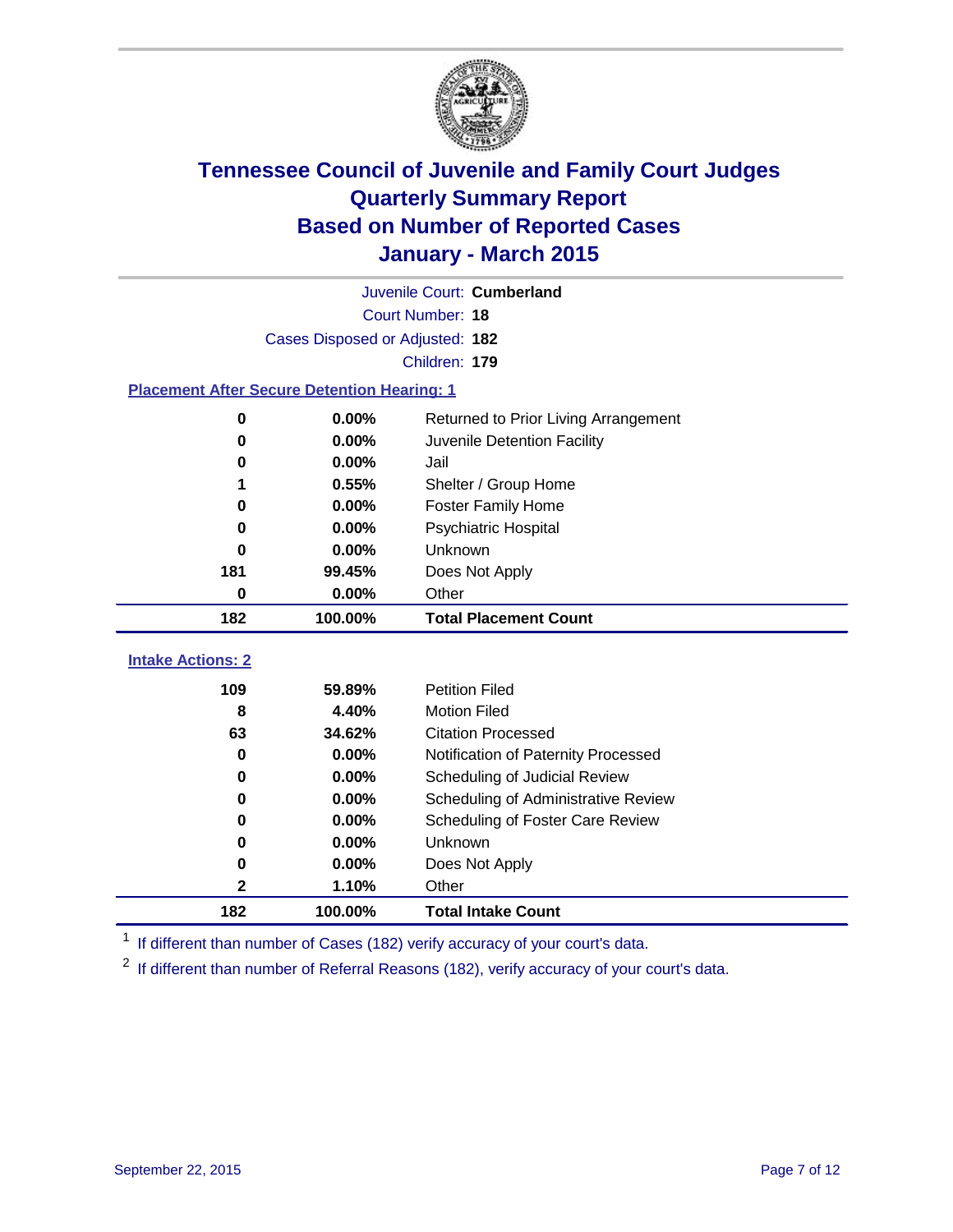# Tennessee Council of Juvenile and Family Court Judges
# Quarterly Summary Report
# Based on Number of Reported Cases
# January - March 2015

Juvenile Court: **Cumberland**

Court Number: **18**

Cases Disposed or Adjusted: **182**

Children: **179**

## Placement After Secure Detention Hearing: 1

| Count | Percent | Placement |
|---|---|---|
| 0 | 0.00% | Returned to Prior Living Arrangement |
| 0 | 0.00% | Juvenile Detention Facility |
| 0 | 0.00% | Jail |
| 1 | 0.55% | Shelter / Group Home |
| 0 | 0.00% | Foster Family Home |
| 0 | 0.00% | Psychiatric Hospital |
| 0 | 0.00% | Unknown |
| 181 | 99.45% | Does Not Apply |
| 0 | 0.00% | Other |
| **182** | **100.00%** | **Total Placement Count** |

## Intake Actions: 2

| Count | Percent | Intake Action |
|---|---|---|
| 109 | 59.89% | Petition Filed |
| 8 | 4.40% | Motion Filed |
| 63 | 34.62% | Citation Processed |
| 0 | 0.00% | Notification of Paternity Processed |
| 0 | 0.00% | Scheduling of Judicial Review |
| 0 | 0.00% | Scheduling of Administrative Review |
| 0 | 0.00% | Scheduling of Foster Care Review |
| 0 | 0.00% | Unknown |
| 0 | 0.00% | Does Not Apply |
| 2 | 1.10% | Other |
| **182** | **100.00%** | **Total Intake Count** |

[1] If different than number of Cases (182) verify accuracy of your court's data.

[2] If different than number of Referral Reasons (182), verify accuracy of your court's data.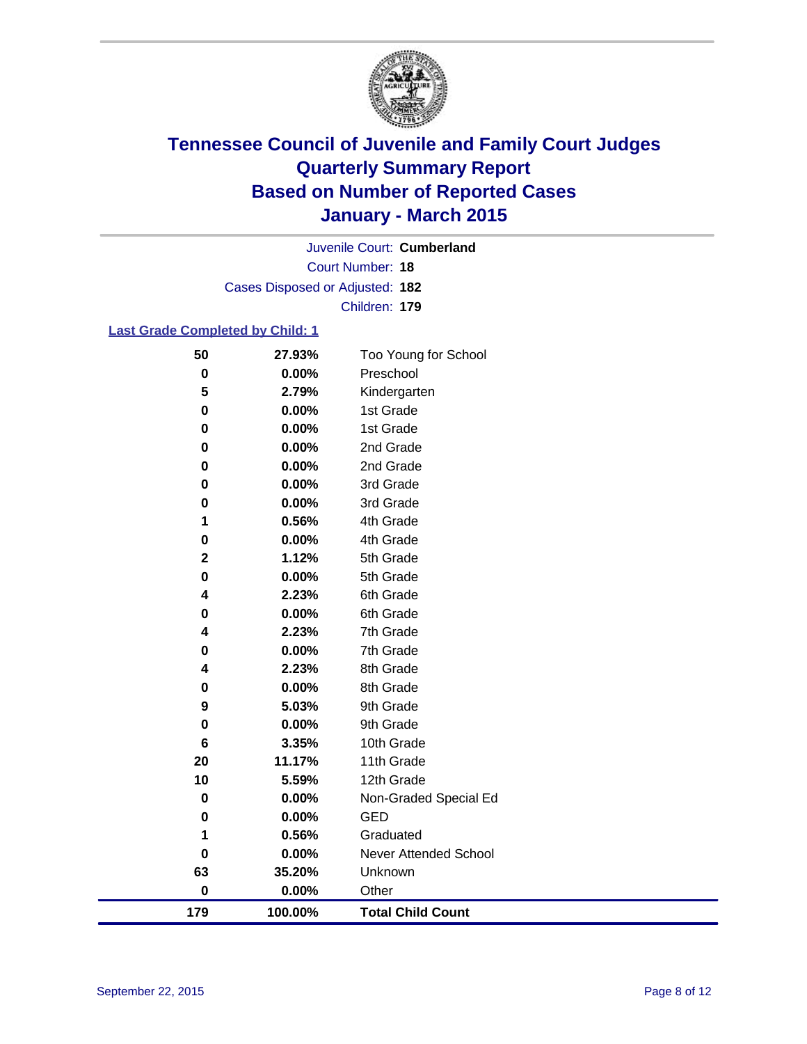# Tennessee Council of Juvenile and Family Court Judges
# Quarterly Summary Report
# Based on Number of Reported Cases
# January - March 2015

Juvenile Court: **Cumberland**

Court Number: **18**

Cases Disposed or Adjusted: **182**

Children: **179**

## Last Grade Completed by Child: 1

| Count | Percent | Grade |
|---|---|---|
| 50 | 27.93% | Too Young for School |
| 0 | 0.00% | Preschool |
| 5 | 2.79% | Kindergarten |
| 0 | 0.00% | 1st Grade |
| 0 | 0.00% | 1st Grade |
| 0 | 0.00% | 2nd Grade |
| 0 | 0.00% | 2nd Grade |
| 0 | 0.00% | 3rd Grade |
| 0 | 0.00% | 3rd Grade |
| 1 | 0.56% | 4th Grade |
| 0 | 0.00% | 4th Grade |
| 2 | 1.12% | 5th Grade |
| 0 | 0.00% | 5th Grade |
| 4 | 2.23% | 6th Grade |
| 0 | 0.00% | 6th Grade |
| 4 | 2.23% | 7th Grade |
| 0 | 0.00% | 7th Grade |
| 4 | 2.23% | 8th Grade |
| 0 | 0.00% | 8th Grade |
| 9 | 5.03% | 9th Grade |
| 0 | 0.00% | 9th Grade |
| 6 | 3.35% | 10th Grade |
| 20 | 11.17% | 11th Grade |
| 10 | 5.59% | 12th Grade |
| 0 | 0.00% | Non-Graded Special Ed |
| 0 | 0.00% | GED |
| 1 | 0.56% | Graduated |
| 0 | 0.00% | Never Attended School |
| 63 | 35.20% | Unknown |
| 0 | 0.00% | Other |
| **179** | **100.00%** | **Total Child Count** |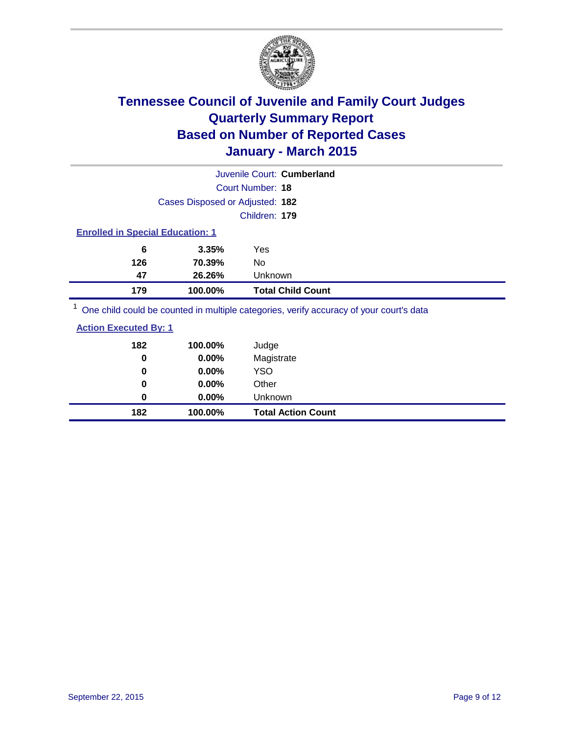# Tennessee Council of Juvenile and Family Court Judges
# Quarterly Summary Report
# Based on Number of Reported Cases
# January - March 2015

Juvenile Court: **Cumberland**

Court Number: **18**

Cases Disposed or Adjusted: **182**

Children: **179**

**Enrolled in Special Education: 1**

| Count | Percent | Category |
|---|---|---|
| 6 | 3.35% | Yes |
| 126 | 70.39% | No |
| 47 | 26.26% | Unknown |
| **179** | **100.00%** | **Total Child Count** |

[1] One child could be counted in multiple categories, verify accuracy of your court's data

**Action Executed By: 1**

| Count | Percent | Category |
|---|---|---|
| 182 | 100.00% | Judge |
| 0 | 0.00% | Magistrate |
| 0 | 0.00% | YSO |
| 0 | 0.00% | Other |
| 0 | 0.00% | Unknown |
| **182** | **100.00%** | **Total Action Count** |

September 22, 2015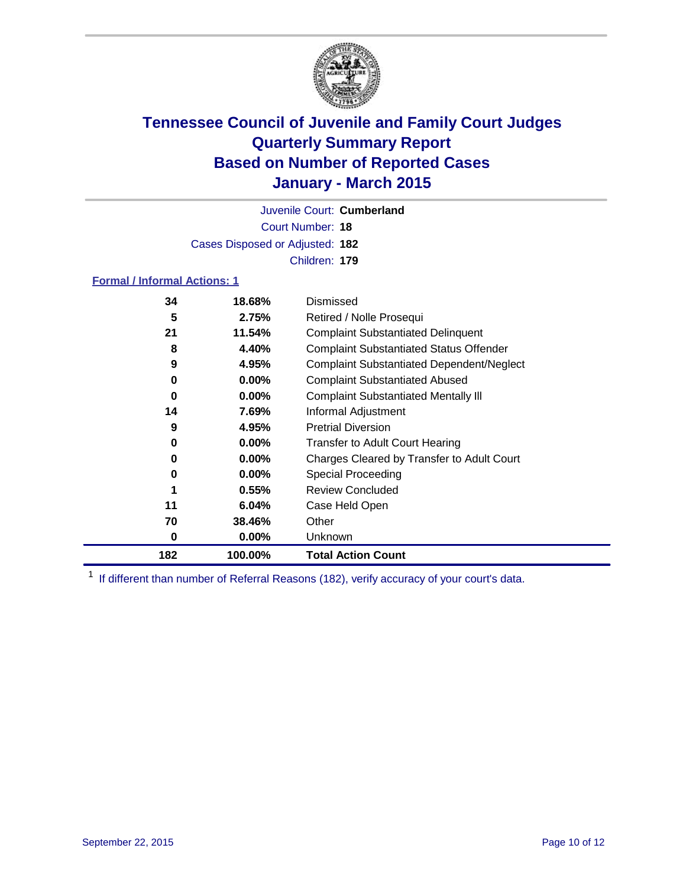# Tennessee Council of Juvenile and Family Court Judges
# Quarterly Summary Report
# Based on Number of Reported Cases
# January - March 2015

Juvenile Court: **Cumberland**

Court Number: **18**

Cases Disposed or Adjusted: **182**

Children: **179**

## Formal / Informal Actions: 1

| | | |
|---|---|---|
| **34** | **18.68%** | Dismissed |
| **5** | **2.75%** | Retired / Nolle Prosequi |
| **21** | **11.54%** | Complaint Substantiated Delinquent |
| **8** | **4.40%** | Complaint Substantiated Status Offender |
| **9** | **4.95%** | Complaint Substantiated Dependent/Neglect |
| **0** | **0.00%** | Complaint Substantiated Abused |
| **0** | **0.00%** | Complaint Substantiated Mentally Ill |
| **14** | **7.69%** | Informal Adjustment |
| **9** | **4.95%** | Pretrial Diversion |
| **0** | **0.00%** | Transfer to Adult Court Hearing |
| **0** | **0.00%** | Charges Cleared by Transfer to Adult Court |
| **0** | **0.00%** | Special Proceeding |
| **1** | **0.55%** | Review Concluded |
| **11** | **6.04%** | Case Held Open |
| **70** | **38.46%** | Other |
| **0** | **0.00%** | Unknown |
| **182** | **100.00%** | **Total Action Count** |

[1] If different than number of Referral Reasons (182), verify accuracy of your court's data.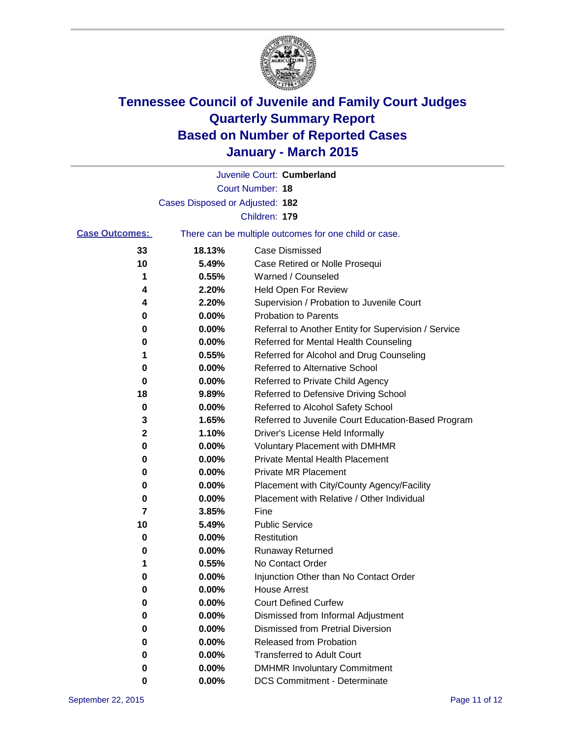# Tennessee Council of Juvenile and Family Court Judges
## Quarterly Summary Report
## Based on Number of Reported Cases
## January - March 2015

Juvenile Court: **Cumberland**

Court Number: **18**

Cases Disposed or Adjusted: **182**

Children: **179**

**Case Outcomes:** There can be multiple outcomes for one child or case.

| Count | Percent | Outcome |
|---|---|---|
| 33 | 18.13% | Case Dismissed |
| 10 | 5.49% | Case Retired or Nolle Prosequi |
| 1 | 0.55% | Warned / Counseled |
| 4 | 2.20% | Held Open For Review |
| 4 | 2.20% | Supervision / Probation to Juvenile Court |
| 0 | 0.00% | Probation to Parents |
| 0 | 0.00% | Referral to Another Entity for Supervision / Service |
| 0 | 0.00% | Referred for Mental Health Counseling |
| 1 | 0.55% | Referred for Alcohol and Drug Counseling |
| 0 | 0.00% | Referred to Alternative School |
| 0 | 0.00% | Referred to Private Child Agency |
| 18 | 9.89% | Referred to Defensive Driving School |
| 0 | 0.00% | Referred to Alcohol Safety School |
| 3 | 1.65% | Referred to Juvenile Court Education-Based Program |
| 2 | 1.10% | Driver's License Held Informally |
| 0 | 0.00% | Voluntary Placement with DMHMR |
| 0 | 0.00% | Private Mental Health Placement |
| 0 | 0.00% | Private MR Placement |
| 0 | 0.00% | Placement with City/County Agency/Facility |
| 0 | 0.00% | Placement with Relative / Other Individual |
| 7 | 3.85% | Fine |
| 10 | 5.49% | Public Service |
| 0 | 0.00% | Restitution |
| 0 | 0.00% | Runaway Returned |
| 1 | 0.55% | No Contact Order |
| 0 | 0.00% | Injunction Other than No Contact Order |
| 0 | 0.00% | House Arrest |
| 0 | 0.00% | Court Defined Curfew |
| 0 | 0.00% | Dismissed from Informal Adjustment |
| 0 | 0.00% | Dismissed from Pretrial Diversion |
| 0 | 0.00% | Released from Probation |
| 0 | 0.00% | Transferred to Adult Court |
| 0 | 0.00% | DMHMR Involuntary Commitment |
| 0 | 0.00% | DCS Commitment - Determinate |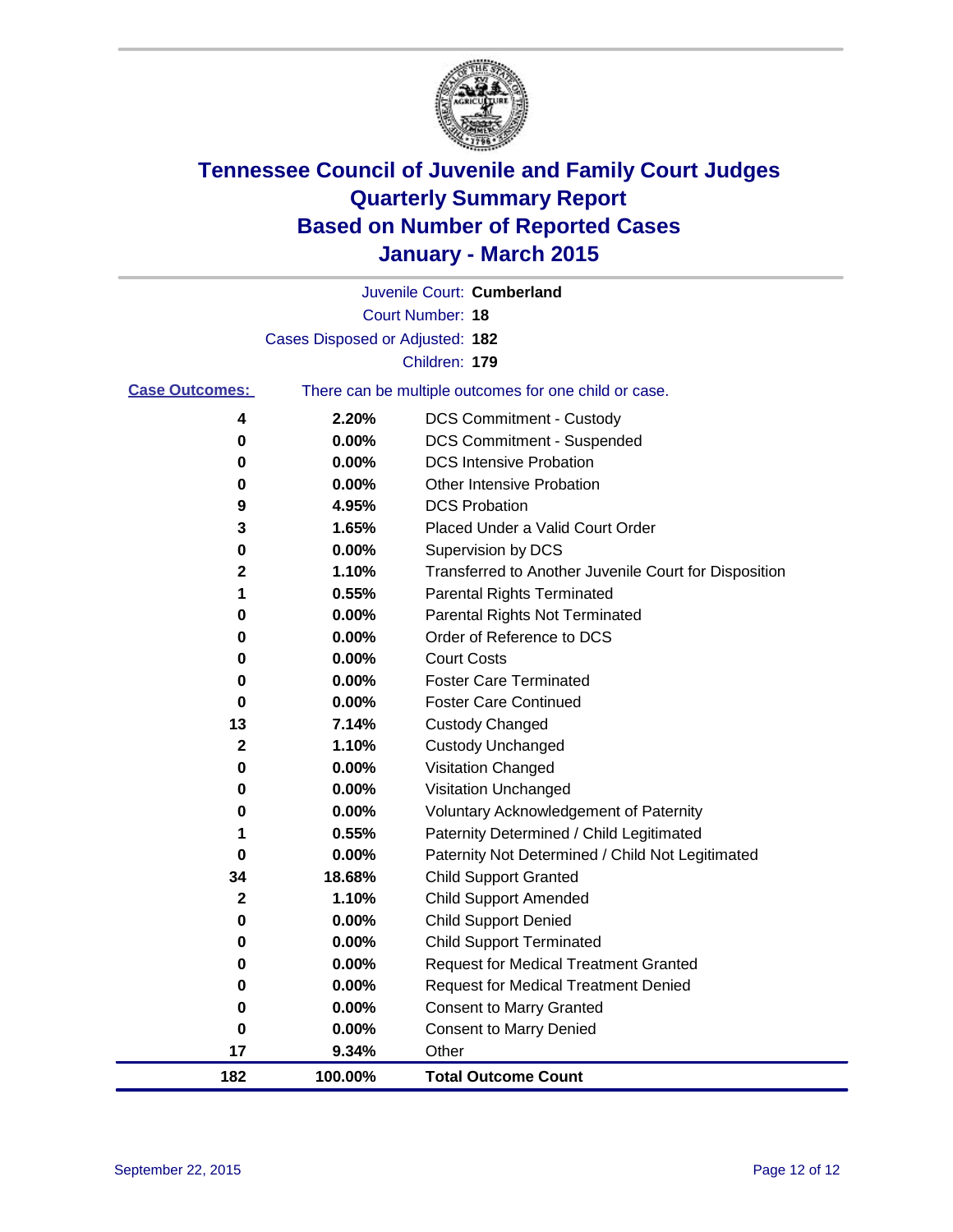# Tennessee Council of Juvenile and Family Court Judges
# Quarterly Summary Report
# Based on Number of Reported Cases
# January - March 2015

Juvenile Court: **Cumberland**

Court Number: **18**

Cases Disposed or Adjusted: **182**

Children: **179**

**Case Outcomes:** There can be multiple outcomes for one child or case.

| | | |
|---|---|---|
| 4 | 2.20% | DCS Commitment - Custody |
| 0 | 0.00% | DCS Commitment - Suspended |
| 0 | 0.00% | DCS Intensive Probation |
| 0 | 0.00% | Other Intensive Probation |
| 9 | 4.95% | DCS Probation |
| 3 | 1.65% | Placed Under a Valid Court Order |
| 0 | 0.00% | Supervision by DCS |
| 2 | 1.10% | Transferred to Another Juvenile Court for Disposition |
| 1 | 0.55% | Parental Rights Terminated |
| 0 | 0.00% | Parental Rights Not Terminated |
| 0 | 0.00% | Order of Reference to DCS |
| 0 | 0.00% | Court Costs |
| 0 | 0.00% | Foster Care Terminated |
| 0 | 0.00% | Foster Care Continued |
| 13 | 7.14% | Custody Changed |
| 2 | 1.10% | Custody Unchanged |
| 0 | 0.00% | Visitation Changed |
| 0 | 0.00% | Visitation Unchanged |
| 0 | 0.00% | Voluntary Acknowledgement of Paternity |
| 1 | 0.55% | Paternity Determined / Child Legitimated |
| 0 | 0.00% | Paternity Not Determined / Child Not Legitimated |
| 34 | 18.68% | Child Support Granted |
| 2 | 1.10% | Child Support Amended |
| 0 | 0.00% | Child Support Denied |
| 0 | 0.00% | Child Support Terminated |
| 0 | 0.00% | Request for Medical Treatment Granted |
| 0 | 0.00% | Request for Medical Treatment Denied |
| 0 | 0.00% | Consent to Marry Granted |
| 0 | 0.00% | Consent to Marry Denied |
| 17 | 9.34% | Other |
| **182** | **100.00%** | **Total Outcome Count** |

September 22, 2015